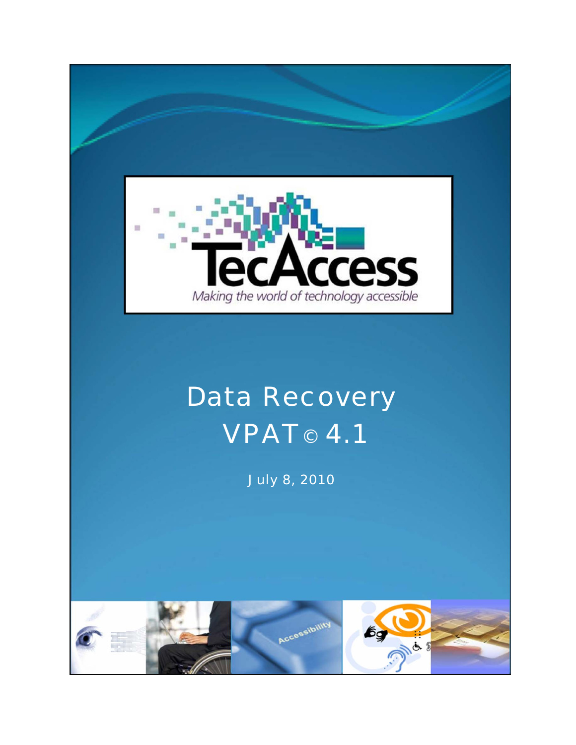TecAccess

*Making the world of technology accessible*

# Data Recovery

# VPAT© 4.1

July 8, 2010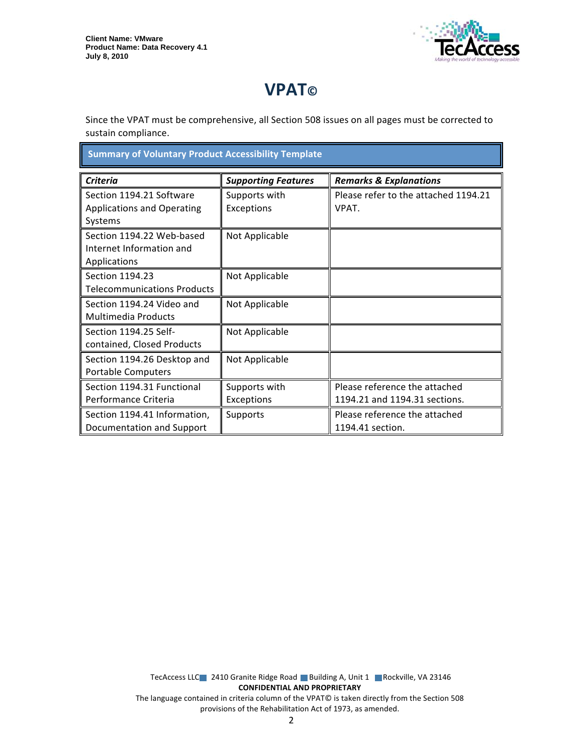# VPAT©

Since the VPAT must be comprehensive, all Section 508 issues on all pages must be corrected to sustain compliance.

## Summary of Voluntary Product Accessibility Template

| *Criteria* | *Supporting Features* | *Remarks & Explanations* |
|---|---|---|
| Section 1194.21 Software Applications and Operating Systems | Supports with Exceptions | Please refer to the attached 1194.21 VPAT. |
| Section 1194.22 Web-based Internet Information and Applications | Not Applicable | |
| Section 1194.23 Telecommunications Products | Not Applicable | |
| Section 1194.24 Video and Multimedia Products | Not Applicable | |
| Section 1194.25 Self-contained, Closed Products | Not Applicable | |
| Section 1194.26 Desktop and Portable Computers | Not Applicable | |
| Section 1194.31 Functional Performance Criteria | Supports with Exceptions | Please reference the attached 1194.21 and 1194.31 sections. |
| Section 1194.41 Information, Documentation and Support | Supports | Please reference the attached 1194.41 section. |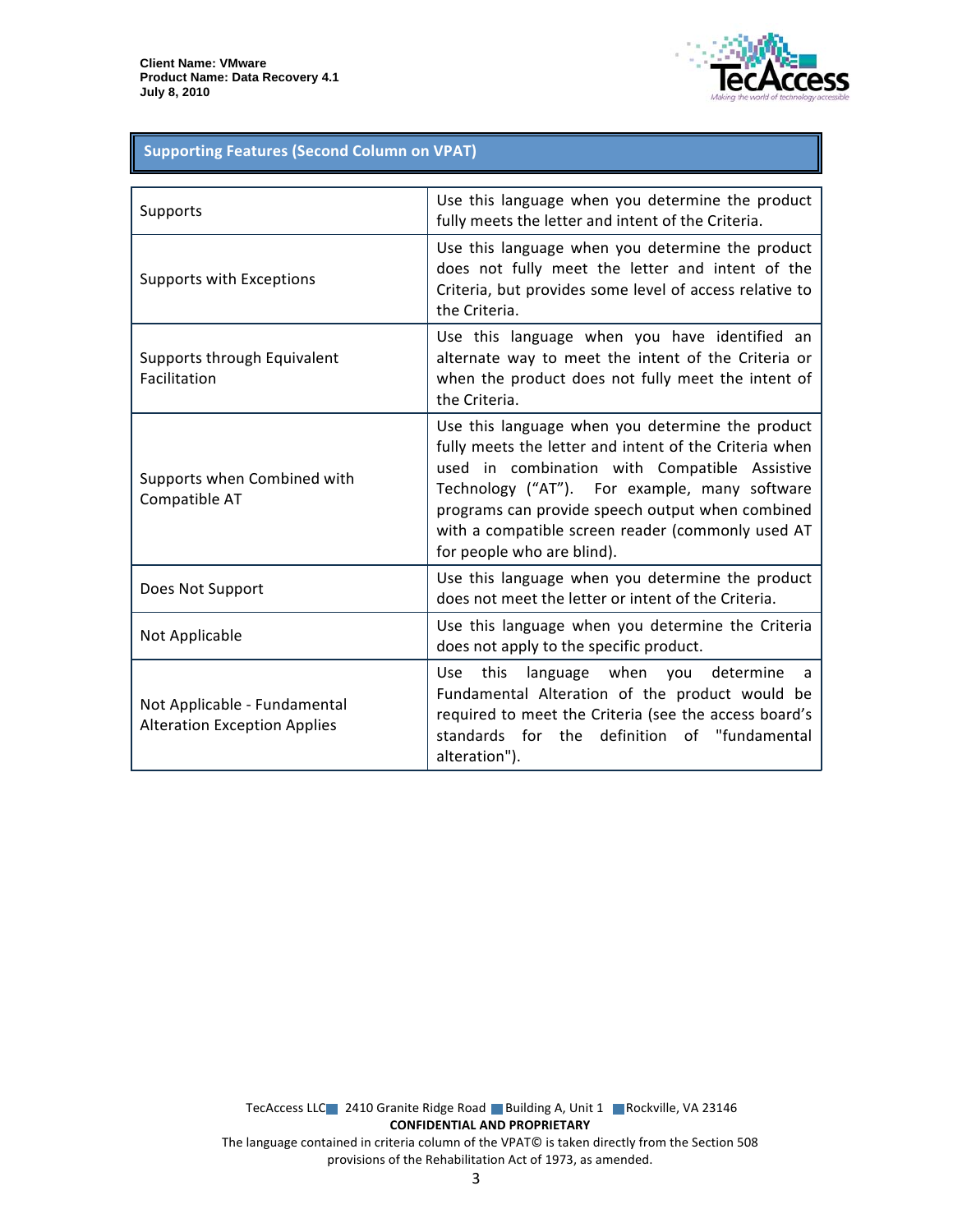## Supporting Features (Second Column on VPAT)

| | |
|---|---|
| Supports | Use this language when you determine the product fully meets the letter and intent of the Criteria. |
| Supports with Exceptions | Use this language when you determine the product does not fully meet the letter and intent of the Criteria, but provides some level of access relative to the Criteria. |
| Supports through Equivalent Facilitation | Use this language when you have identified an alternate way to meet the intent of the Criteria or when the product does not fully meet the intent of the Criteria. |
| Supports when Combined with Compatible AT | Use this language when you determine the product fully meets the letter and intent of the Criteria when used in combination with Compatible Assistive Technology ("AT"). For example, many software programs can provide speech output when combined with a compatible screen reader (commonly used AT for people who are blind). |
| Does Not Support | Use this language when you determine the product does not meet the letter or intent of the Criteria. |
| Not Applicable | Use this language when you determine the Criteria does not apply to the specific product. |
| Not Applicable - Fundamental Alteration Exception Applies | Use this language when you determine a Fundamental Alteration of the product would be required to meet the Criteria (see the access board's standards for the definition of "fundamental alteration"). |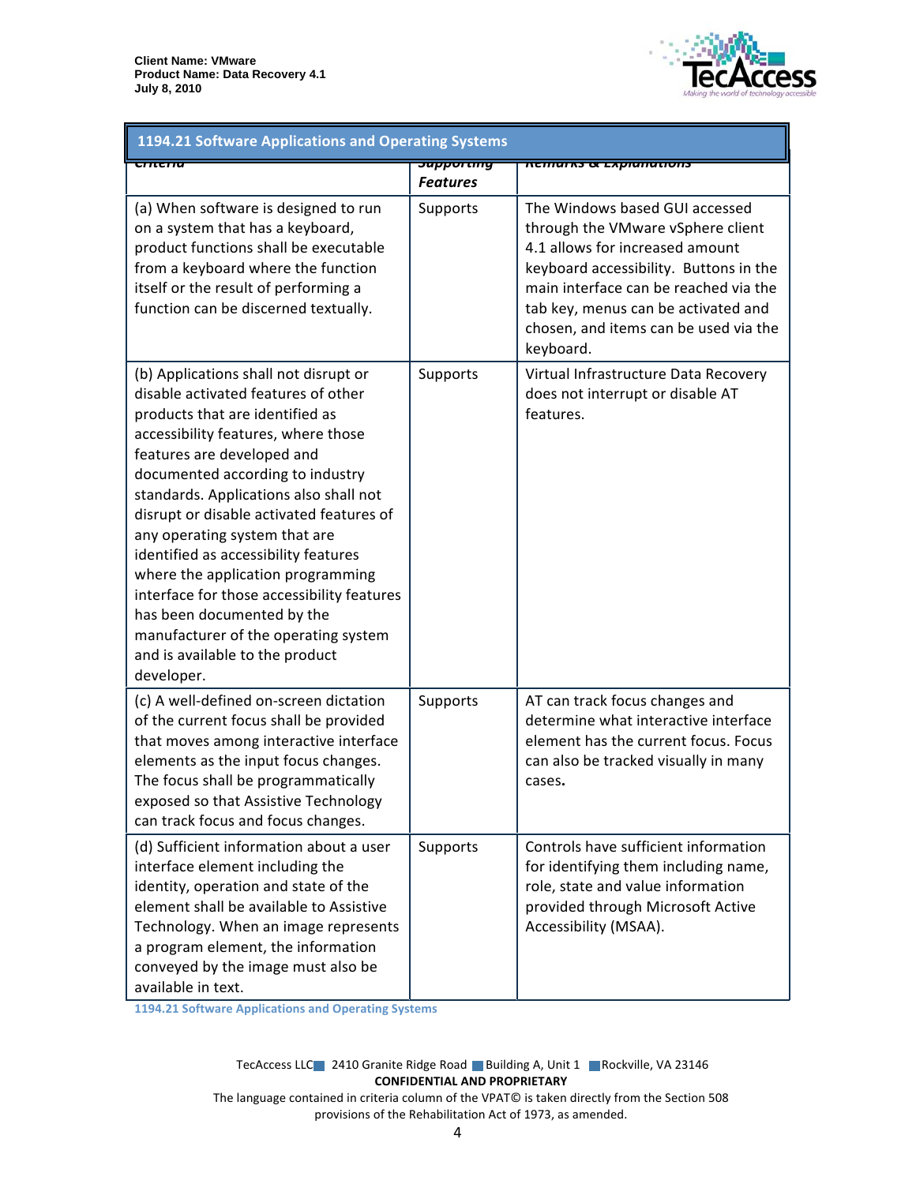| 1194.21 Software Applications and Operating Systems | | |
|---|---|---|
| **Criteria** | **Supporting Features** | **Remarks & Explanations** |
| (a) When software is designed to run on a system that has a keyboard, product functions shall be executable from a keyboard where the function itself or the result of performing a function can be discerned textually. | Supports | The Windows based GUI accessed through the VMware vSphere client 4.1 allows for increased amount keyboard accessibility. Buttons in the main interface can be reached via the tab key, menus can be activated and chosen, and items can be used via the keyboard. |
| (b) Applications shall not disrupt or disable activated features of other products that are identified as accessibility features, where those features are developed and documented according to industry standards. Applications also shall not disrupt or disable activated features of any operating system that are identified as accessibility features where the application programming interface for those accessibility features has been documented by the manufacturer of the operating system and is available to the product developer. | Supports | Virtual Infrastructure Data Recovery does not interrupt or disable AT features. |
| (c) A well-defined on-screen dictation of the current focus shall be provided that moves among interactive interface elements as the input focus changes. The focus shall be programmatically exposed so that Assistive Technology can track focus and focus changes. | Supports | AT can track focus changes and determine what interactive interface element has the current focus. Focus can also be tracked visually in many cases. |
| (d) Sufficient information about a user interface element including the identity, operation and state of the element shall be available to Assistive Technology. When an image represents a program element, the information conveyed by the image must also be available in text. | Supports | Controls have sufficient information for identifying them including name, role, state and value information provided through Microsoft Active Accessibility (MSAA). |

1194.21 Software Applications and Operating Systems

TecAccess LLC 2410 Granite Ridge Road Building A, Unit 1 Rockville, VA 23146
**CONFIDENTIAL AND PROPRIETARY**
The language contained in criteria column of the VPAT© is taken directly from the Section 508 provisions of the Rehabilitation Act of 1973, as amended.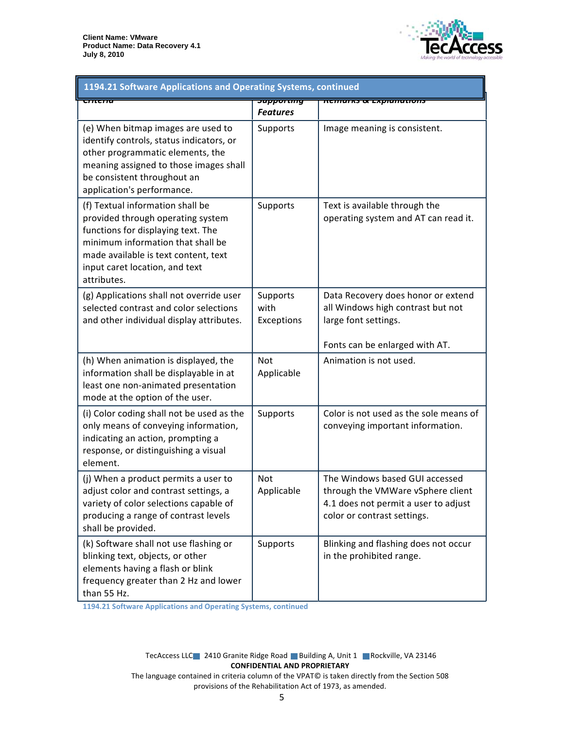| 1194.21 Software Applications and Operating Systems, continued | | |
|---|---|---|
| Criteria | Supporting Features | Remarks & Explanations |
| (e) When bitmap images are used to identify controls, status indicators, or other programmatic elements, the meaning assigned to those images shall be consistent throughout an application's performance. | Supports | Image meaning is consistent. |
| (f) Textual information shall be provided through operating system functions for displaying text. The minimum information that shall be made available is text content, text input caret location, and text attributes. | Supports | Text is available through the operating system and AT can read it. |
| (g) Applications shall not override user selected contrast and color selections and other individual display attributes. | Supports with Exceptions | Data Recovery does honor or extend all Windows high contrast but not large font settings.<br><br>Fonts can be enlarged with AT. |
| (h) When animation is displayed, the information shall be displayable in at least one non-animated presentation mode at the option of the user. | Not Applicable | Animation is not used. |
| (i) Color coding shall not be used as the only means of conveying information, indicating an action, prompting a response, or distinguishing a visual element. | Supports | Color is not used as the sole means of conveying important information. |
| (j) When a product permits a user to adjust color and contrast settings, a variety of color selections capable of producing a range of contrast levels shall be provided. | Not Applicable | The Windows based GUI accessed through the VMWare vSphere client 4.1 does not permit a user to adjust color or contrast settings. |
| (k) Software shall not use flashing or blinking text, objects, or other elements having a flash or blink frequency greater than 2 Hz and lower than 55 Hz. | Supports | Blinking and flashing does not occur in the prohibited range. |

1194.21 Software Applications and Operating Systems, continued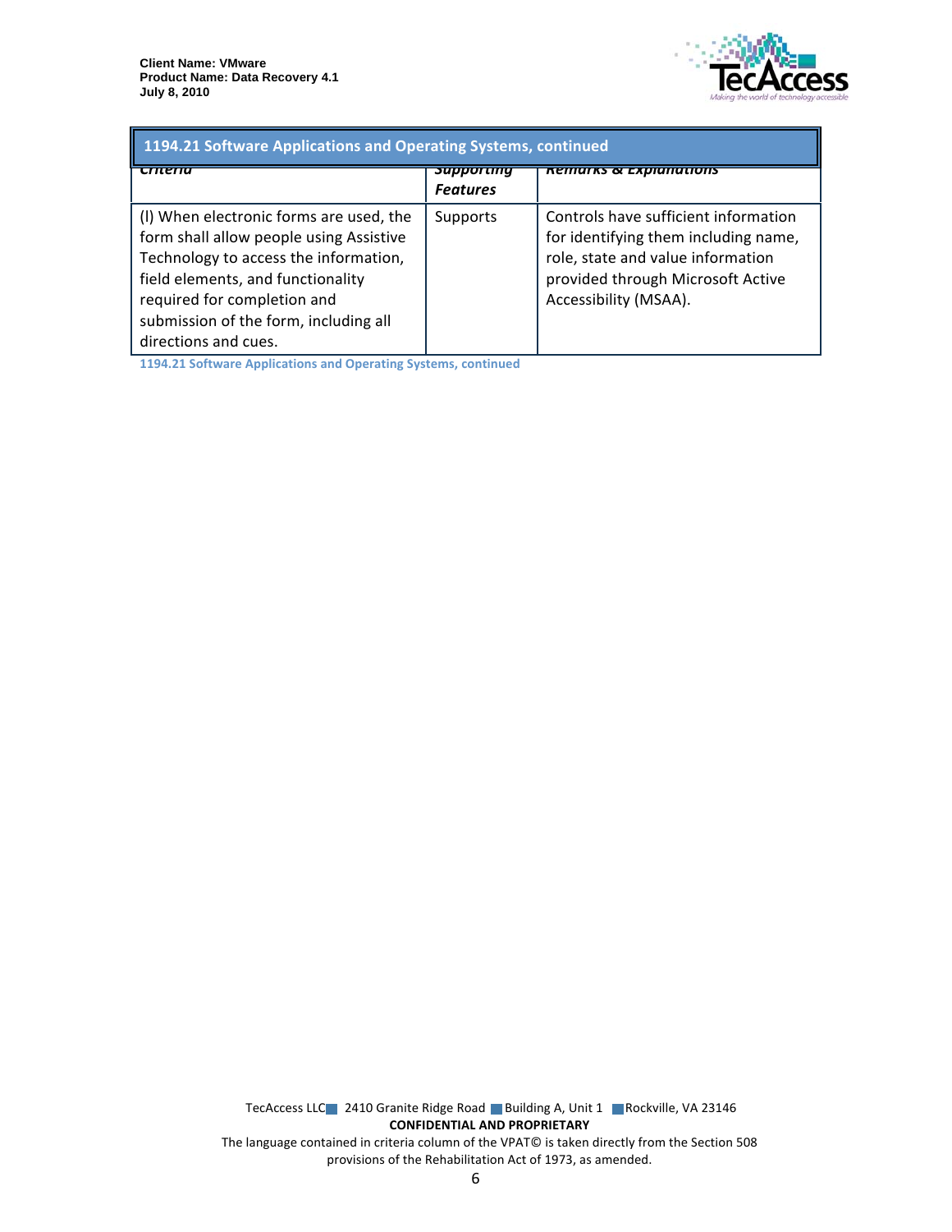| 1194.21 Software Applications and Operating Systems, continued | | |
|---|---|---|
| ***Criteria*** | ***Supporting Features*** | ***Remarks & Explanations*** |
| (l) When electronic forms are used, the form shall allow people using Assistive Technology to access the information, field elements, and functionality required for completion and submission of the form, including all directions and cues. | Supports | Controls have sufficient information for identifying them including name, role, state and value information provided through Microsoft Active Accessibility (MSAA). |

**1194.21 Software Applications and Operating Systems, continued**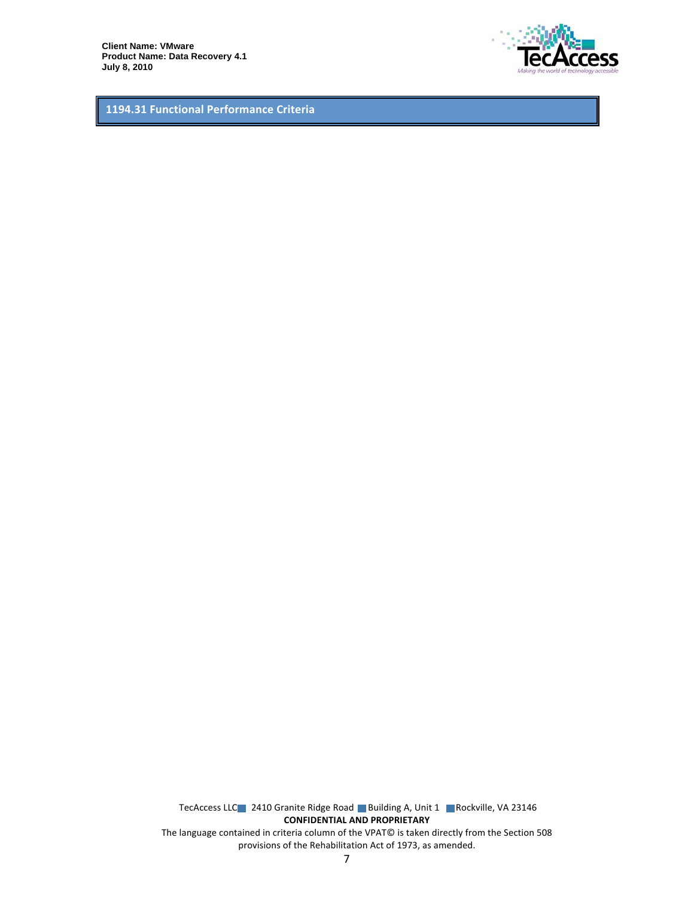## 1194.31 Functional Performance Criteria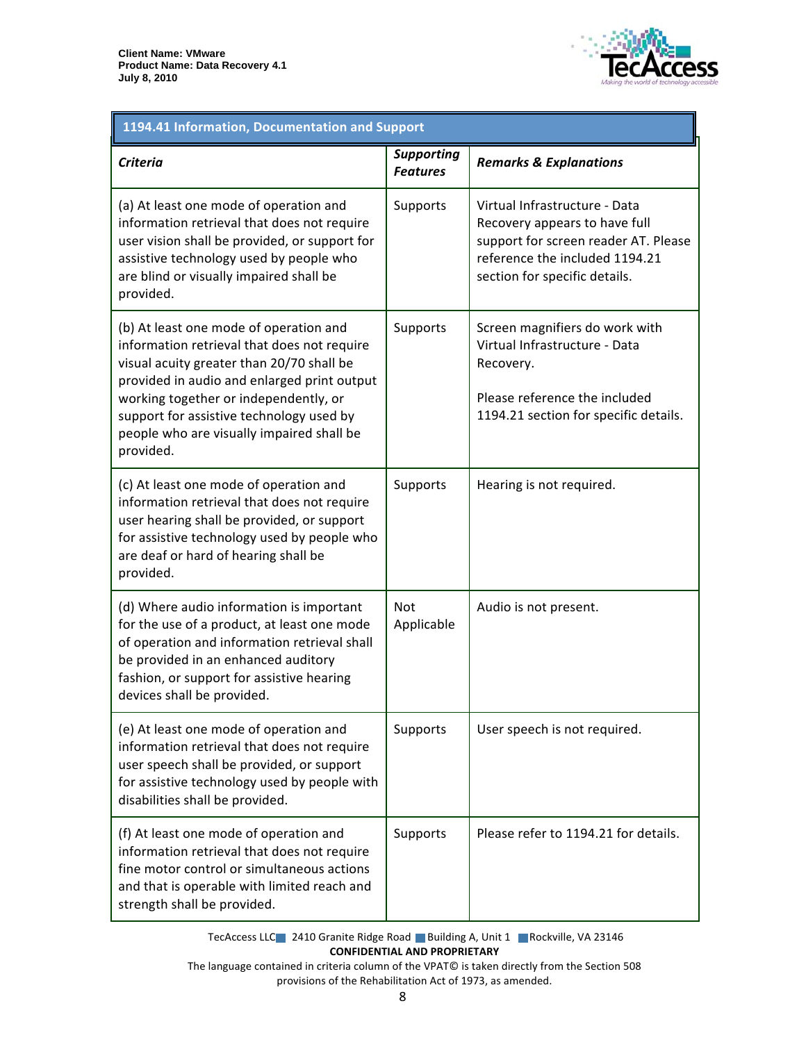| 1194.41 Information, Documentation and Support | | |
|---|---|---|
| ***Criteria*** | ***Supporting Features*** | ***Remarks & Explanations*** |
| (a) At least one mode of operation and information retrieval that does not require user vision shall be provided, or support for assistive technology used by people who are blind or visually impaired shall be provided. | Supports | Virtual Infrastructure - Data Recovery appears to have full support for screen reader AT. Please reference the included 1194.21 section for specific details. |
| (b) At least one mode of operation and information retrieval that does not require visual acuity greater than 20/70 shall be provided in audio and enlarged print output working together or independently, or support for assistive technology used by people who are visually impaired shall be provided. | Supports | Screen magnifiers do work with Virtual Infrastructure - Data Recovery.<br><br>Please reference the included 1194.21 section for specific details. |
| (c) At least one mode of operation and information retrieval that does not require user hearing shall be provided, or support for assistive technology used by people who are deaf or hard of hearing shall be provided. | Supports | Hearing is not required. |
| (d) Where audio information is important for the use of a product, at least one mode of operation and information retrieval shall be provided in an enhanced auditory fashion, or support for assistive hearing devices shall be provided. | Not Applicable | Audio is not present. |
| (e) At least one mode of operation and information retrieval that does not require user speech shall be provided, or support for assistive technology used by people with disabilities shall be provided. | Supports | User speech is not required. |
| (f) At least one mode of operation and information retrieval that does not require fine motor control or simultaneous actions and that is operable with limited reach and strength shall be provided. | Supports | Please refer to 1194.21 for details. |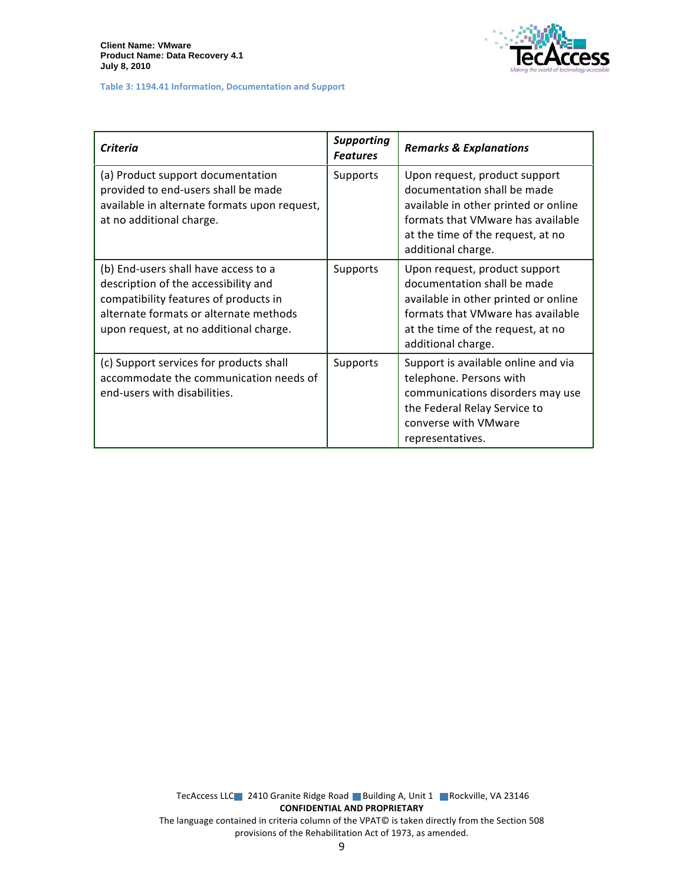**Table 3: 1194.41 Information, Documentation and Support**

| *Criteria* | *Supporting Features* | *Remarks & Explanations* |
|---|---|---|
| (a) Product support documentation provided to end-users shall be made available in alternate formats upon request, at no additional charge. | Supports | Upon request, product support documentation shall be made available in other printed or online formats that VMware has available at the time of the request, at no additional charge. |
| (b) End-users shall have access to a description of the accessibility and compatibility features of products in alternate formats or alternate methods upon request, at no additional charge. | Supports | Upon request, product support documentation shall be made available in other printed or online formats that VMware has available at the time of the request, at no additional charge. |
| (c) Support services for products shall accommodate the communication needs of end-users with disabilities. | Supports | Support is available online and via telephone. Persons with communications disorders may use the Federal Relay Service to converse with VMware representatives. |